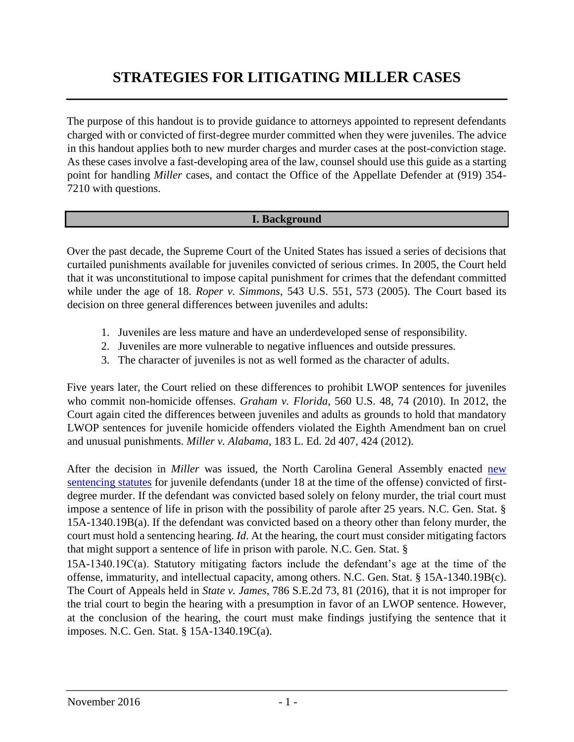# STRATEGIES FOR LITIGATING MILLER CASES

The purpose of this handout is to provide guidance to attorneys appointed to represent defendants charged with or convicted of first-degree murder committed when they were juveniles. The advice in this handout applies both to new murder charges and murder cases at the post-conviction stage. As these cases involve a fast-developing area of the law, counsel should use this guide as a starting point for handling *Miller* cases, and contact the Office of the Appellate Defender at (919) 354-7210 with questions.

## I. Background

Over the past decade, the Supreme Court of the United States has issued a series of decisions that curtailed punishments available for juveniles convicted of serious crimes. In 2005, the Court held that it was unconstitutional to impose capital punishment for crimes that the defendant committed while under the age of 18. *Roper v. Simmons*, 543 U.S. 551, 573 (2005). The Court based its decision on three general differences between juveniles and adults:

1. Juveniles are less mature and have an underdeveloped sense of responsibility.
2. Juveniles are more vulnerable to negative influences and outside pressures.
3. The character of juveniles is not as well formed as the character of adults.

Five years later, the Court relied on these differences to prohibit LWOP sentences for juveniles who commit non-homicide offenses. *Graham v. Florida*, 560 U.S. 48, 74 (2010). In 2012, the Court again cited the differences between juveniles and adults as grounds to hold that mandatory LWOP sentences for juvenile homicide offenders violated the Eighth Amendment ban on cruel and unusual punishments. *Miller v. Alabama*, 183 L. Ed. 2d 407, 424 (2012).

After the decision in *Miller* was issued, the North Carolina General Assembly enacted new sentencing statutes for juvenile defendants (under 18 at the time of the offense) convicted of first-degree murder. If the defendant was convicted based solely on felony murder, the trial court must impose a sentence of life in prison with the possibility of parole after 25 years. N.C. Gen. Stat. § 15A-1340.19B(a). If the defendant was convicted based on a theory other than felony murder, the court must hold a sentencing hearing. *Id*. At the hearing, the court must consider mitigating factors that might support a sentence of life in prison with parole. N.C. Gen. Stat. § 15A-1340.19C(a). Statutory mitigating factors include the defendant's age at the time of the offense, immaturity, and intellectual capacity, among others. N.C. Gen. Stat. § 15A-1340.19B(c). The Court of Appeals held in *State v. James*, 786 S.E.2d 73, 81 (2016), that it is not improper for the trial court to begin the hearing with a presumption in favor of an LWOP sentence. However, at the conclusion of the hearing, the court must make findings justifying the sentence that it imposes. N.C. Gen. Stat. § 15A-1340.19C(a).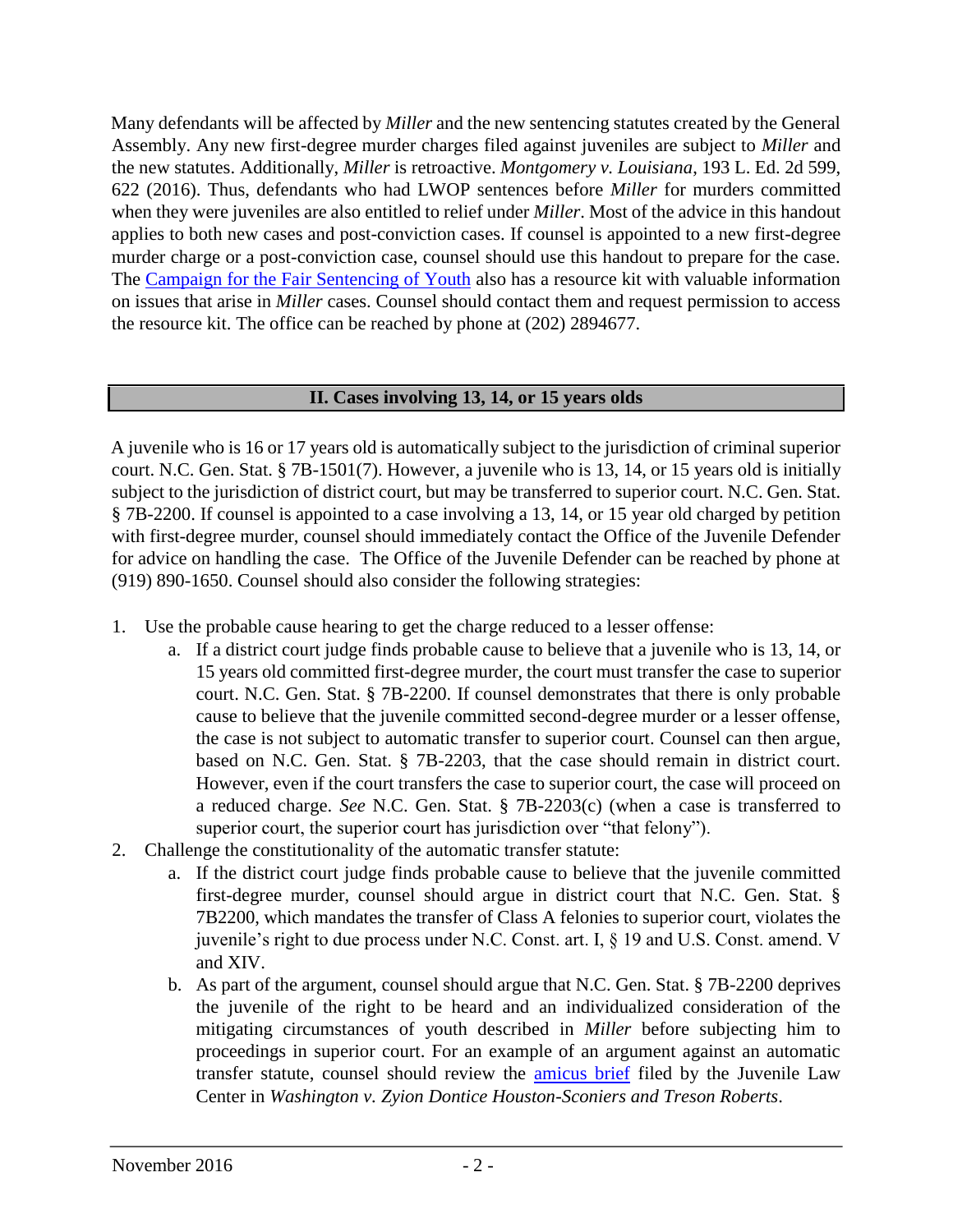Many defendants will be affected by *Miller* and the new sentencing statutes created by the General Assembly. Any new first-degree murder charges filed against juveniles are subject to *Miller* and the new statutes. Additionally, *Miller* is retroactive. *Montgomery v. Louisiana*, 193 L. Ed. 2d 599, 622 (2016). Thus, defendants who had LWOP sentences before *Miller* for murders committed when they were juveniles are also entitled to relief under *Miller*. Most of the advice in this handout applies to both new cases and post-conviction cases. If counsel is appointed to a new first-degree murder charge or a post-conviction case, counsel should use this handout to prepare for the case. The Campaign for the Fair Sentencing of Youth also has a resource kit with valuable information on issues that arise in *Miller* cases. Counsel should contact them and request permission to access the resource kit. The office can be reached by phone at (202) 2894677.

## II. Cases involving 13, 14, or 15 years olds

A juvenile who is 16 or 17 years old is automatically subject to the jurisdiction of criminal superior court. N.C. Gen. Stat. § 7B-1501(7). However, a juvenile who is 13, 14, or 15 years old is initially subject to the jurisdiction of district court, but may be transferred to superior court. N.C. Gen. Stat. § 7B-2200. If counsel is appointed to a case involving a 13, 14, or 15 year old charged by petition with first-degree murder, counsel should immediately contact the Office of the Juvenile Defender for advice on handling the case. The Office of the Juvenile Defender can be reached by phone at (919) 890-1650. Counsel should also consider the following strategies:

1. Use the probable cause hearing to get the charge reduced to a lesser offense:
   a. If a district court judge finds probable cause to believe that a juvenile who is 13, 14, or 15 years old committed first-degree murder, the court must transfer the case to superior court. N.C. Gen. Stat. § 7B-2200. If counsel demonstrates that there is only probable cause to believe that the juvenile committed second-degree murder or a lesser offense, the case is not subject to automatic transfer to superior court. Counsel can then argue, based on N.C. Gen. Stat. § 7B-2203, that the case should remain in district court. However, even if the court transfers the case to superior court, the case will proceed on a reduced charge. *See* N.C. Gen. Stat. § 7B-2203(c) (when a case is transferred to superior court, the superior court has jurisdiction over "that felony").
2. Challenge the constitutionality of the automatic transfer statute:
   a. If the district court judge finds probable cause to believe that the juvenile committed first-degree murder, counsel should argue in district court that N.C. Gen. Stat. § 7B2200, which mandates the transfer of Class A felonies to superior court, violates the juvenile's right to due process under N.C. Const. art. I, § 19 and U.S. Const. amend. V and XIV.
   b. As part of the argument, counsel should argue that N.C. Gen. Stat. § 7B-2200 deprives the juvenile of the right to be heard and an individualized consideration of the mitigating circumstances of youth described in *Miller* before subjecting him to proceedings in superior court. For an example of an argument against an automatic transfer statute, counsel should review the amicus brief filed by the Juvenile Law Center in *Washington v. Zyion Dontice Houston-Sconiers and Treson Roberts*.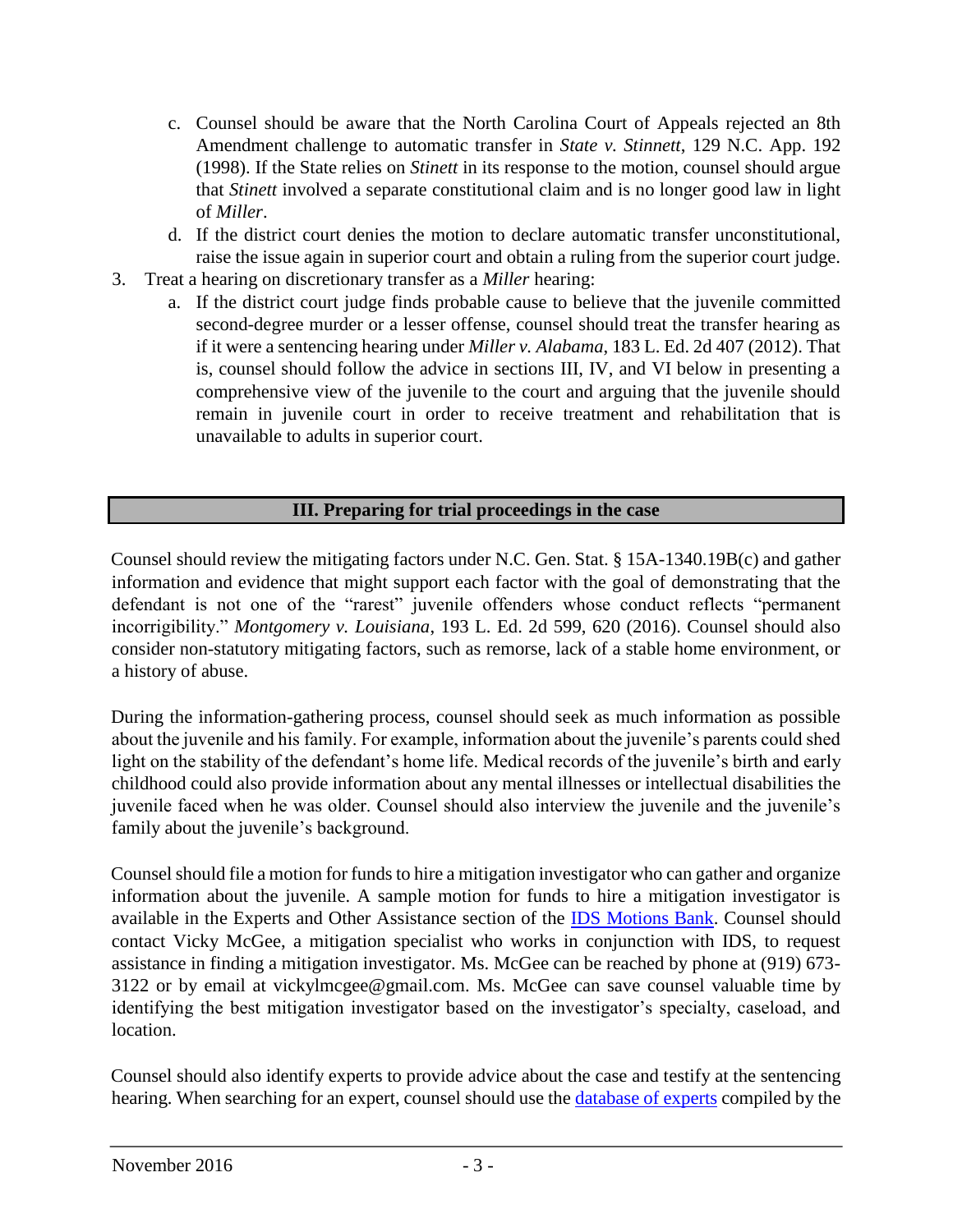c. Counsel should be aware that the North Carolina Court of Appeals rejected an 8th Amendment challenge to automatic transfer in *State v. Stinnett*, 129 N.C. App. 192 (1998). If the State relies on *Stinett* in its response to the motion, counsel should argue that *Stinett* involved a separate constitutional claim and is no longer good law in light of *Miller*.

d. If the district court denies the motion to declare automatic transfer unconstitutional, raise the issue again in superior court and obtain a ruling from the superior court judge.

3. Treat a hearing on discretionary transfer as a *Miller* hearing:

   a. If the district court judge finds probable cause to believe that the juvenile committed second-degree murder or a lesser offense, counsel should treat the transfer hearing as if it were a sentencing hearing under *Miller v. Alabama*, 183 L. Ed. 2d 407 (2012). That is, counsel should follow the advice in sections III, IV, and VI below in presenting a comprehensive view of the juvenile to the court and arguing that the juvenile should remain in juvenile court in order to receive treatment and rehabilitation that is unavailable to adults in superior court.

## III. Preparing for trial proceedings in the case

Counsel should review the mitigating factors under N.C. Gen. Stat. § 15A-1340.19B(c) and gather information and evidence that might support each factor with the goal of demonstrating that the defendant is not one of the "rarest" juvenile offenders whose conduct reflects "permanent incorrigibility." *Montgomery v. Louisiana*, 193 L. Ed. 2d 599, 620 (2016). Counsel should also consider non-statutory mitigating factors, such as remorse, lack of a stable home environment, or a history of abuse.

During the information-gathering process, counsel should seek as much information as possible about the juvenile and his family. For example, information about the juvenile's parents could shed light on the stability of the defendant's home life. Medical records of the juvenile's birth and early childhood could also provide information about any mental illnesses or intellectual disabilities the juvenile faced when he was older. Counsel should also interview the juvenile and the juvenile's family about the juvenile's background.

Counsel should file a motion for funds to hire a mitigation investigator who can gather and organize information about the juvenile. A sample motion for funds to hire a mitigation investigator is available in the Experts and Other Assistance section of the IDS Motions Bank. Counsel should contact Vicky McGee, a mitigation specialist who works in conjunction with IDS, to request assistance in finding a mitigation investigator. Ms. McGee can be reached by phone at (919) 673-3122 or by email at vickylmcgee@gmail.com. Ms. McGee can save counsel valuable time by identifying the best mitigation investigator based on the investigator's specialty, caseload, and location.

Counsel should also identify experts to provide advice about the case and testify at the sentencing hearing. When searching for an expert, counsel should use the database of experts compiled by the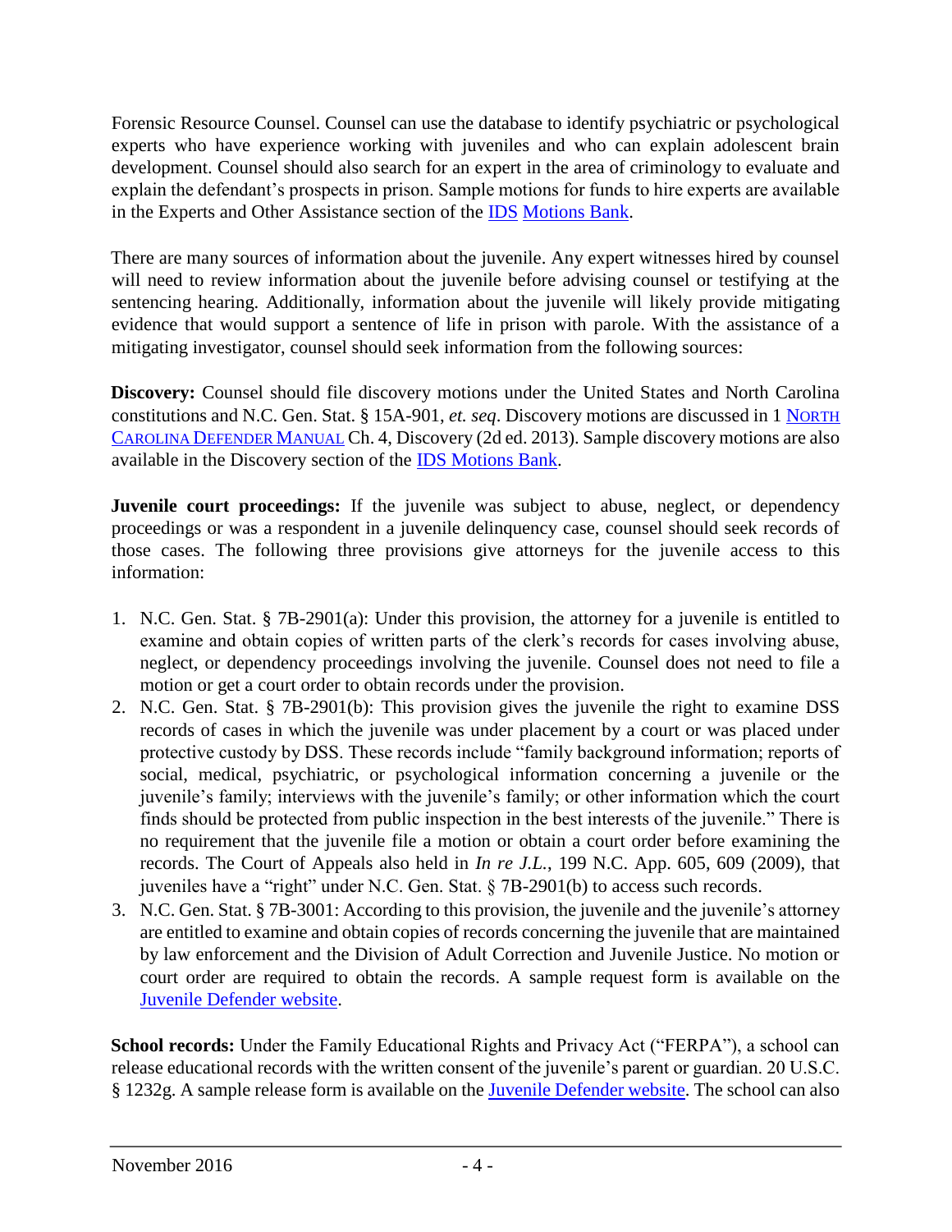Forensic Resource Counsel. Counsel can use the database to identify psychiatric or psychological experts who have experience working with juveniles and who can explain adolescent brain development. Counsel should also search for an expert in the area of criminology to evaluate and explain the defendant's prospects in prison. Sample motions for funds to hire experts are available in the Experts and Other Assistance section of the IDS Motions Bank.

There are many sources of information about the juvenile. Any expert witnesses hired by counsel will need to review information about the juvenile before advising counsel or testifying at the sentencing hearing. Additionally, information about the juvenile will likely provide mitigating evidence that would support a sentence of life in prison with parole. With the assistance of a mitigating investigator, counsel should seek information from the following sources:

**Discovery:** Counsel should file discovery motions under the United States and North Carolina constitutions and N.C. Gen. Stat. § 15A-901, *et. seq*. Discovery motions are discussed in 1 NORTH CAROLINA DEFENDER MANUAL Ch. 4, Discovery (2d ed. 2013). Sample discovery motions are also available in the Discovery section of the IDS Motions Bank.

**Juvenile court proceedings:** If the juvenile was subject to abuse, neglect, or dependency proceedings or was a respondent in a juvenile delinquency case, counsel should seek records of those cases. The following three provisions give attorneys for the juvenile access to this information:

1. N.C. Gen. Stat. § 7B-2901(a): Under this provision, the attorney for a juvenile is entitled to examine and obtain copies of written parts of the clerk's records for cases involving abuse, neglect, or dependency proceedings involving the juvenile. Counsel does not need to file a motion or get a court order to obtain records under the provision.
2. N.C. Gen. Stat. § 7B-2901(b): This provision gives the juvenile the right to examine DSS records of cases in which the juvenile was under placement by a court or was placed under protective custody by DSS. These records include "family background information; reports of social, medical, psychiatric, or psychological information concerning a juvenile or the juvenile's family; interviews with the juvenile's family; or other information which the court finds should be protected from public inspection in the best interests of the juvenile." There is no requirement that the juvenile file a motion or obtain a court order before examining the records. The Court of Appeals also held in *In re J.L.*, 199 N.C. App. 605, 609 (2009), that juveniles have a "right" under N.C. Gen. Stat. § 7B-2901(b) to access such records.
3. N.C. Gen. Stat. § 7B-3001: According to this provision, the juvenile and the juvenile's attorney are entitled to examine and obtain copies of records concerning the juvenile that are maintained by law enforcement and the Division of Adult Correction and Juvenile Justice. No motion or court order are required to obtain the records. A sample request form is available on the Juvenile Defender website.

**School records:** Under the Family Educational Rights and Privacy Act ("FERPA"), a school can release educational records with the written consent of the juvenile's parent or guardian. 20 U.S.C. § 1232g. A sample release form is available on the Juvenile Defender website. The school can also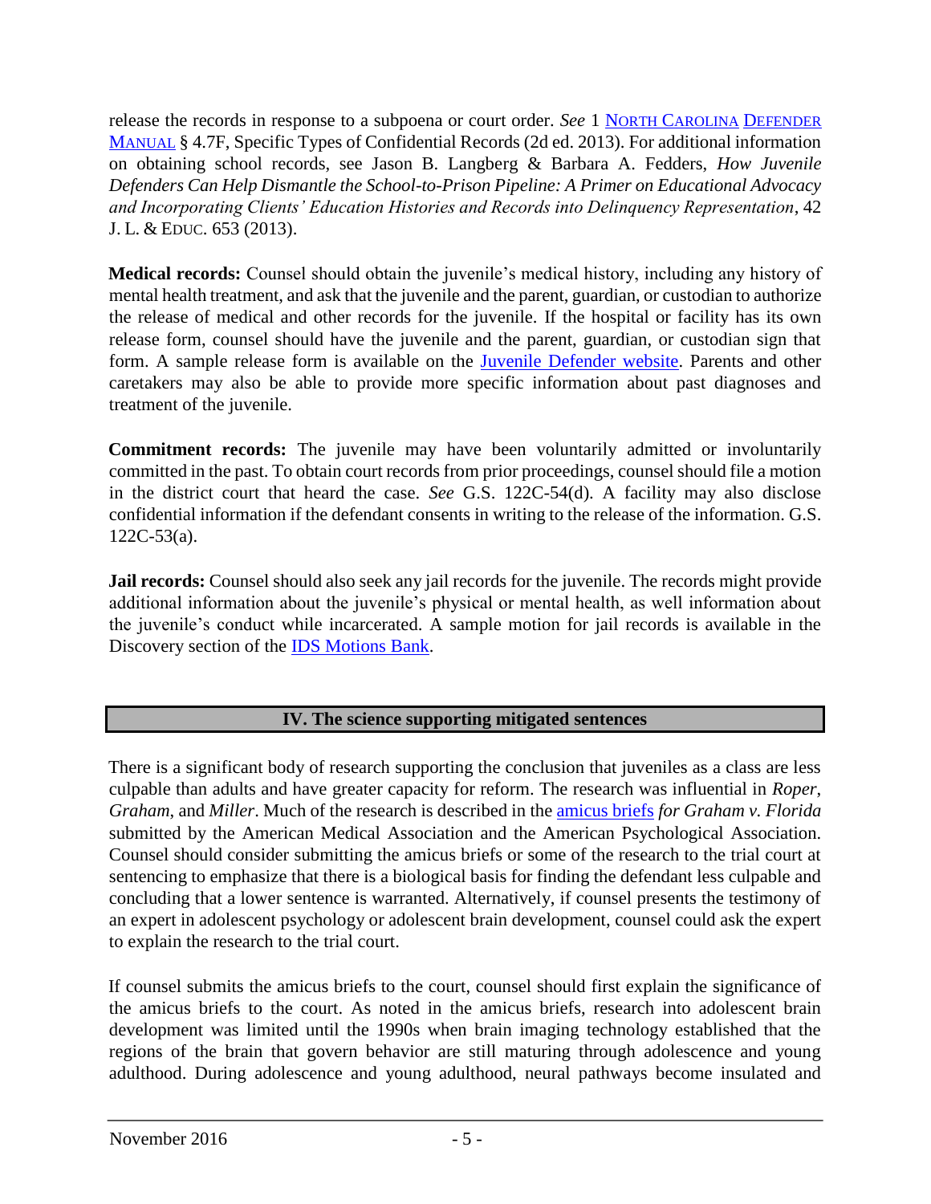release the records in response to a subpoena or court order. *See* 1 NORTH CAROLINA DEFENDER MANUAL § 4.7F, Specific Types of Confidential Records (2d ed. 2013). For additional information on obtaining school records, see Jason B. Langberg & Barbara A. Fedders, *How Juvenile Defenders Can Help Dismantle the School-to-Prison Pipeline: A Primer on Educational Advocacy and Incorporating Clients' Education Histories and Records into Delinquency Representation*, 42 J. L. & EDUC. 653 (2013).

**Medical records:** Counsel should obtain the juvenile's medical history, including any history of mental health treatment, and ask that the juvenile and the parent, guardian, or custodian to authorize the release of medical and other records for the juvenile. If the hospital or facility has its own release form, counsel should have the juvenile and the parent, guardian, or custodian sign that form. A sample release form is available on the Juvenile Defender website. Parents and other caretakers may also be able to provide more specific information about past diagnoses and treatment of the juvenile.

**Commitment records:** The juvenile may have been voluntarily admitted or involuntarily committed in the past. To obtain court records from prior proceedings, counsel should file a motion in the district court that heard the case. *See* G.S. 122C-54(d). A facility may also disclose confidential information if the defendant consents in writing to the release of the information. G.S. 122C-53(a).

**Jail records:** Counsel should also seek any jail records for the juvenile. The records might provide additional information about the juvenile's physical or mental health, as well information about the juvenile's conduct while incarcerated. A sample motion for jail records is available in the Discovery section of the IDS Motions Bank.

## IV. The science supporting mitigated sentences

There is a significant body of research supporting the conclusion that juveniles as a class are less culpable than adults and have greater capacity for reform. The research was influential in *Roper*, *Graham*, and *Miller*. Much of the research is described in the amicus briefs *for Graham v. Florida* submitted by the American Medical Association and the American Psychological Association. Counsel should consider submitting the amicus briefs or some of the research to the trial court at sentencing to emphasize that there is a biological basis for finding the defendant less culpable and concluding that a lower sentence is warranted. Alternatively, if counsel presents the testimony of an expert in adolescent psychology or adolescent brain development, counsel could ask the expert to explain the research to the trial court.

If counsel submits the amicus briefs to the court, counsel should first explain the significance of the amicus briefs to the court. As noted in the amicus briefs, research into adolescent brain development was limited until the 1990s when brain imaging technology established that the regions of the brain that govern behavior are still maturing through adolescence and young adulthood. During adolescence and young adulthood, neural pathways become insulated and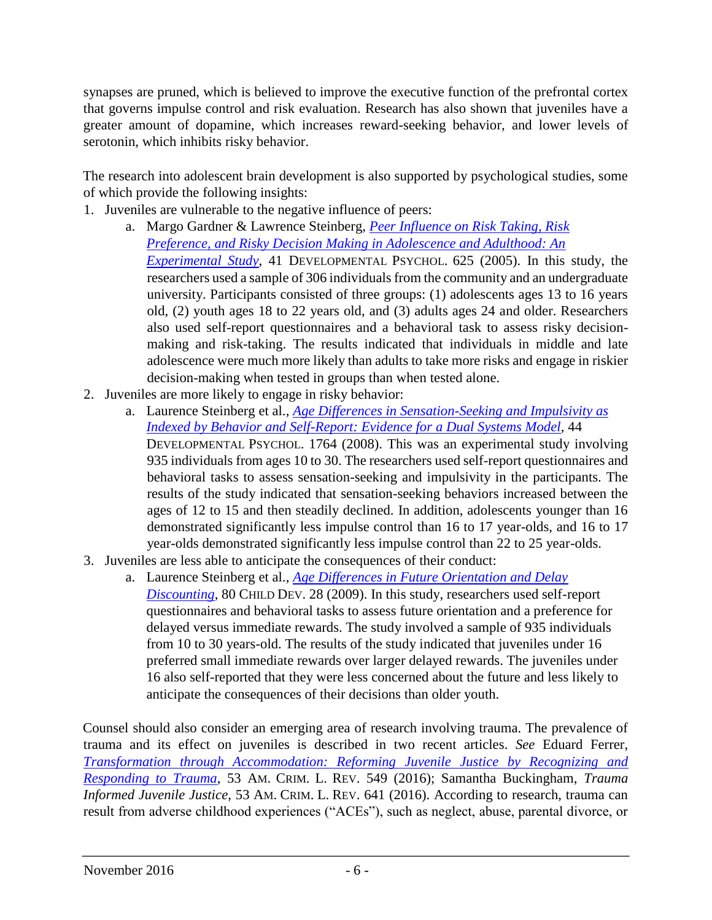synapses are pruned, which is believed to improve the executive function of the prefrontal cortex that governs impulse control and risk evaluation. Research has also shown that juveniles have a greater amount of dopamine, which increases reward-seeking behavior, and lower levels of serotonin, which inhibits risky behavior.

The research into adolescent brain development is also supported by psychological studies, some of which provide the following insights:

1. Juveniles are vulnerable to the negative influence of peers:
    a. Margo Gardner & Lawrence Steinberg, *Peer Influence on Risk Taking, Risk Preference, and Risky Decision Making in Adolescence and Adulthood: An Experimental Study*, 41 DEVELOPMENTAL PSYCHOL. 625 (2005). In this study, the researchers used a sample of 306 individuals from the community and an undergraduate university. Participants consisted of three groups: (1) adolescents ages 13 to 16 years old, (2) youth ages 18 to 22 years old, and (3) adults ages 24 and older. Researchers also used self-report questionnaires and a behavioral task to assess risky decision-making and risk-taking. The results indicated that individuals in middle and late adolescence were much more likely than adults to take more risks and engage in riskier decision-making when tested in groups than when tested alone.
2. Juveniles are more likely to engage in risky behavior:
    a. Laurence Steinberg et al., *Age Differences in Sensation-Seeking and Impulsivity as Indexed by Behavior and Self-Report: Evidence for a Dual Systems Model*, 44 DEVELOPMENTAL PSYCHOL. 1764 (2008). This was an experimental study involving 935 individuals from ages 10 to 30. The researchers used self-report questionnaires and behavioral tasks to assess sensation-seeking and impulsivity in the participants. The results of the study indicated that sensation-seeking behaviors increased between the ages of 12 to 15 and then steadily declined. In addition, adolescents younger than 16 demonstrated significantly less impulse control than 16 to 17 year-olds, and 16 to 17 year-olds demonstrated significantly less impulse control than 22 to 25 year-olds.
3. Juveniles are less able to anticipate the consequences of their conduct:
    a. Laurence Steinberg et al., *Age Differences in Future Orientation and Delay Discounting*, 80 CHILD DEV. 28 (2009). In this study, researchers used self-report questionnaires and behavioral tasks to assess future orientation and a preference for delayed versus immediate rewards. The study involved a sample of 935 individuals from 10 to 30 years-old. The results of the study indicated that juveniles under 16 preferred small immediate rewards over larger delayed rewards. The juveniles under 16 also self-reported that they were less concerned about the future and less likely to anticipate the consequences of their decisions than older youth.

Counsel should also consider an emerging area of research involving trauma. The prevalence of trauma and its effect on juveniles is described in two recent articles. *See* Eduard Ferrer, *Transformation through Accommodation: Reforming Juvenile Justice by Recognizing and Responding to Trauma*, 53 AM. CRIM. L. REV. 549 (2016); Samantha Buckingham, *Trauma Informed Juvenile Justice*, 53 AM. CRIM. L. REV. 641 (2016). According to research, trauma can result from adverse childhood experiences ("ACEs"), such as neglect, abuse, parental divorce, or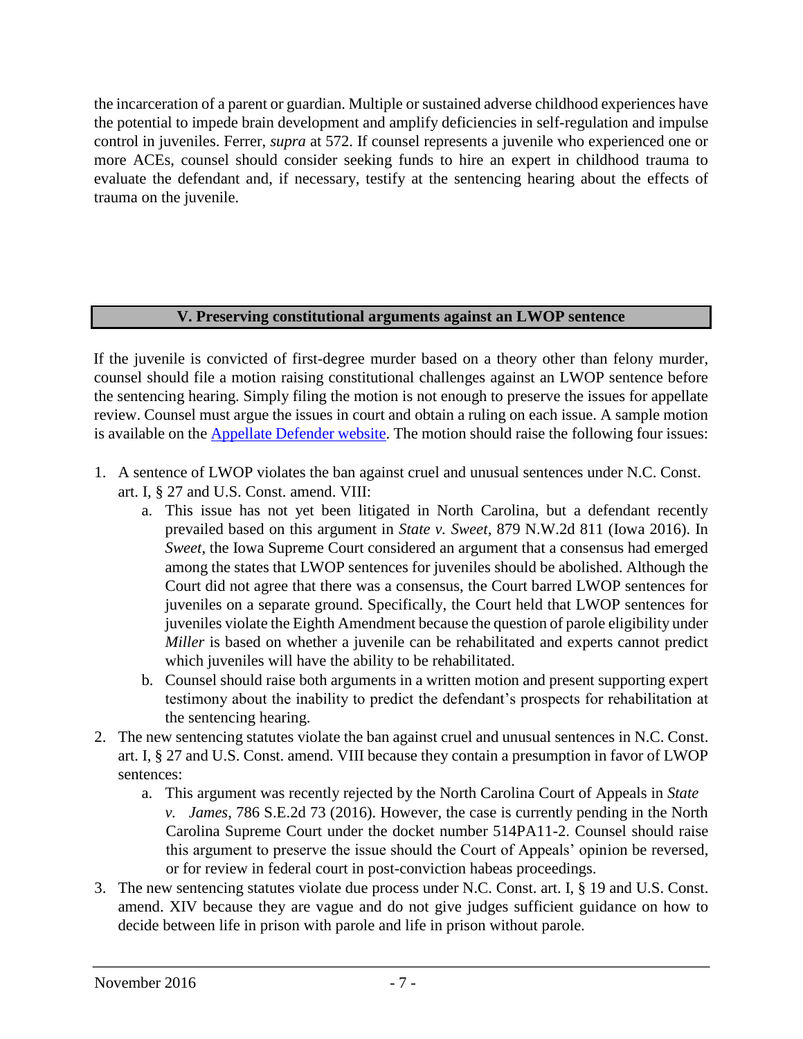the incarceration of a parent or guardian. Multiple or sustained adverse childhood experiences have the potential to impede brain development and amplify deficiencies in self-regulation and impulse control in juveniles. Ferrer, *supra* at 572. If counsel represents a juvenile who experienced one or more ACEs, counsel should consider seeking funds to hire an expert in childhood trauma to evaluate the defendant and, if necessary, testify at the sentencing hearing about the effects of trauma on the juvenile.

## V. Preserving constitutional arguments against an LWOP sentence

If the juvenile is convicted of first-degree murder based on a theory other than felony murder, counsel should file a motion raising constitutional challenges against an LWOP sentence before the sentencing hearing. Simply filing the motion is not enough to preserve the issues for appellate review. Counsel must argue the issues in court and obtain a ruling on each issue. A sample motion is available on the [Appellate Defender website](). The motion should raise the following four issues:

1. A sentence of LWOP violates the ban against cruel and unusual sentences under N.C. Const. art. I, § 27 and U.S. Const. amend. VIII:
   a. This issue has not yet been litigated in North Carolina, but a defendant recently prevailed based on this argument in *State v. Sweet*, 879 N.W.2d 811 (Iowa 2016). In *Sweet*, the Iowa Supreme Court considered an argument that a consensus had emerged among the states that LWOP sentences for juveniles should be abolished. Although the Court did not agree that there was a consensus, the Court barred LWOP sentences for juveniles on a separate ground. Specifically, the Court held that LWOP sentences for juveniles violate the Eighth Amendment because the question of parole eligibility under *Miller* is based on whether a juvenile can be rehabilitated and experts cannot predict which juveniles will have the ability to be rehabilitated.
   b. Counsel should raise both arguments in a written motion and present supporting expert testimony about the inability to predict the defendant's prospects for rehabilitation at the sentencing hearing.
2. The new sentencing statutes violate the ban against cruel and unusual sentences in N.C. Const. art. I, § 27 and U.S. Const. amend. VIII because they contain a presumption in favor of LWOP sentences:
   a. This argument was recently rejected by the North Carolina Court of Appeals in *State v. James*, 786 S.E.2d 73 (2016). However, the case is currently pending in the North Carolina Supreme Court under the docket number 514PA11-2. Counsel should raise this argument to preserve the issue should the Court of Appeals' opinion be reversed, or for review in federal court in post-conviction habeas proceedings.
3. The new sentencing statutes violate due process under N.C. Const. art. I, § 19 and U.S. Const. amend. XIV because they are vague and do not give judges sufficient guidance on how to decide between life in prison with parole and life in prison without parole.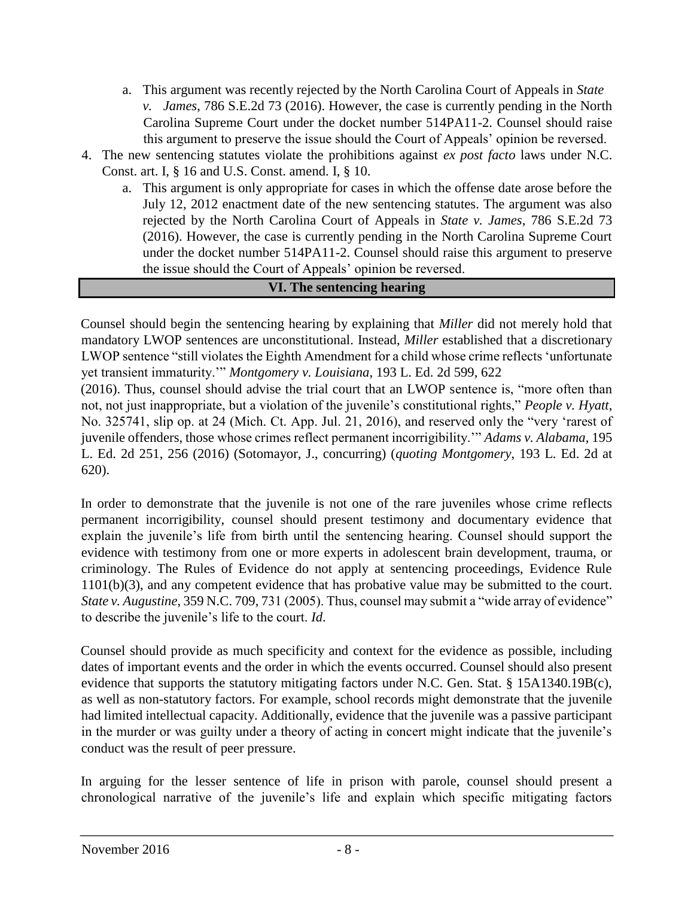a. This argument was recently rejected by the North Carolina Court of Appeals in *State v. James*, 786 S.E.2d 73 (2016). However, the case is currently pending in the North Carolina Supreme Court under the docket number 514PA11-2. Counsel should raise this argument to preserve the issue should the Court of Appeals' opinion be reversed.

4. The new sentencing statutes violate the prohibitions against *ex post facto* laws under N.C. Const. art. I, § 16 and U.S. Const. amend. I, § 10.
   a. This argument is only appropriate for cases in which the offense date arose before the July 12, 2012 enactment date of the new sentencing statutes. The argument was also rejected by the North Carolina Court of Appeals in *State v. James*, 786 S.E.2d 73 (2016). However, the case is currently pending in the North Carolina Supreme Court under the docket number 514PA11-2. Counsel should raise this argument to preserve the issue should the Court of Appeals' opinion be reversed.

## VI. The sentencing hearing

Counsel should begin the sentencing hearing by explaining that *Miller* did not merely hold that mandatory LWOP sentences are unconstitutional. Instead, *Miller* established that a discretionary LWOP sentence "still violates the Eighth Amendment for a child whose crime reflects 'unfortunate yet transient immaturity.'" *Montgomery v. Louisiana*, 193 L. Ed. 2d 599, 622 (2016). Thus, counsel should advise the trial court that an LWOP sentence is, "more often than not, not just inappropriate, but a violation of the juvenile's constitutional rights," *People v. Hyatt*, No. 325741, slip op. at 24 (Mich. Ct. App. Jul. 21, 2016), and reserved only the "very 'rarest of juvenile offenders, those whose crimes reflect permanent incorrigibility.'" *Adams v. Alabama*, 195 L. Ed. 2d 251, 256 (2016) (Sotomayor, J., concurring) (*quoting Montgomery*, 193 L. Ed. 2d at 620).

In order to demonstrate that the juvenile is not one of the rare juveniles whose crime reflects permanent incorrigibility, counsel should present testimony and documentary evidence that explain the juvenile's life from birth until the sentencing hearing. Counsel should support the evidence with testimony from one or more experts in adolescent brain development, trauma, or criminology. The Rules of Evidence do not apply at sentencing proceedings, Evidence Rule 1101(b)(3), and any competent evidence that has probative value may be submitted to the court. *State v. Augustine*, 359 N.C. 709, 731 (2005). Thus, counsel may submit a "wide array of evidence" to describe the juvenile's life to the court. *Id*.

Counsel should provide as much specificity and context for the evidence as possible, including dates of important events and the order in which the events occurred. Counsel should also present evidence that supports the statutory mitigating factors under N.C. Gen. Stat. § 15A1340.19B(c), as well as non-statutory factors. For example, school records might demonstrate that the juvenile had limited intellectual capacity. Additionally, evidence that the juvenile was a passive participant in the murder or was guilty under a theory of acting in concert might indicate that the juvenile's conduct was the result of peer pressure.

In arguing for the lesser sentence of life in prison with parole, counsel should present a chronological narrative of the juvenile's life and explain which specific mitigating factors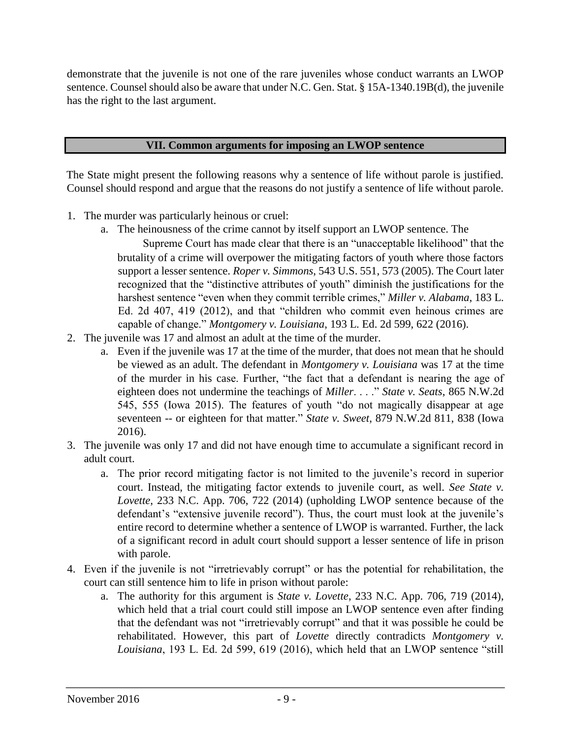demonstrate that the juvenile is not one of the rare juveniles whose conduct warrants an LWOP sentence. Counsel should also be aware that under N.C. Gen. Stat. § 15A-1340.19B(d), the juvenile has the right to the last argument.

## VII. Common arguments for imposing an LWOP sentence

The State might present the following reasons why a sentence of life without parole is justified. Counsel should respond and argue that the reasons do not justify a sentence of life without parole.

1. The murder was particularly heinous or cruel:
   a. The heinousness of the crime cannot by itself support an LWOP sentence. The Supreme Court has made clear that there is an "unacceptable likelihood" that the brutality of a crime will overpower the mitigating factors of youth where those factors support a lesser sentence. *Roper v. Simmons*, 543 U.S. 551, 573 (2005). The Court later recognized that the "distinctive attributes of youth" diminish the justifications for the harshest sentence "even when they commit terrible crimes," *Miller v. Alabama*, 183 L. Ed. 2d 407, 419 (2012), and that "children who commit even heinous crimes are capable of change." *Montgomery v. Louisiana*, 193 L. Ed. 2d 599, 622 (2016).
2. The juvenile was 17 and almost an adult at the time of the murder.
   a. Even if the juvenile was 17 at the time of the murder, that does not mean that he should be viewed as an adult. The defendant in *Montgomery v. Louisiana* was 17 at the time of the murder in his case. Further, "the fact that a defendant is nearing the age of eighteen does not undermine the teachings of *Miller*. . . ." *State v. Seats*, 865 N.W.2d 545, 555 (Iowa 2015). The features of youth "do not magically disappear at age seventeen -- or eighteen for that matter." *State v. Sweet*, 879 N.W.2d 811, 838 (Iowa 2016).
3. The juvenile was only 17 and did not have enough time to accumulate a significant record in adult court.
   a. The prior record mitigating factor is not limited to the juvenile's record in superior court. Instead, the mitigating factor extends to juvenile court, as well. *See State v. Lovette*, 233 N.C. App. 706, 722 (2014) (upholding LWOP sentence because of the defendant's "extensive juvenile record"). Thus, the court must look at the juvenile's entire record to determine whether a sentence of LWOP is warranted. Further, the lack of a significant record in adult court should support a lesser sentence of life in prison with parole.
4. Even if the juvenile is not "irretrievably corrupt" or has the potential for rehabilitation, the court can still sentence him to life in prison without parole:
   a. The authority for this argument is *State v. Lovette*, 233 N.C. App. 706, 719 (2014), which held that a trial court could still impose an LWOP sentence even after finding that the defendant was not "irretrievably corrupt" and that it was possible he could be rehabilitated. However, this part of *Lovette* directly contradicts *Montgomery v. Louisiana*, 193 L. Ed. 2d 599, 619 (2016), which held that an LWOP sentence "still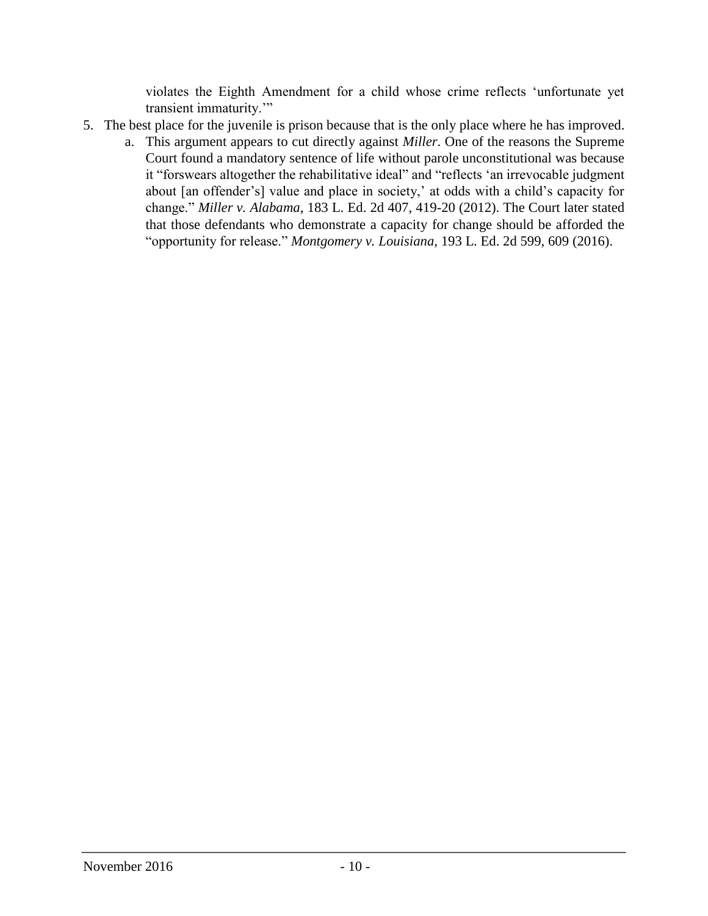violates the Eighth Amendment for a child whose crime reflects 'unfortunate yet transient immaturity.'"

5. The best place for the juvenile is prison because that is the only place where he has improved.
   a. This argument appears to cut directly against *Miller*. One of the reasons the Supreme Court found a mandatory sentence of life without parole unconstitutional was because it "forswears altogether the rehabilitative ideal" and "reflects 'an irrevocable judgment about [an offender's] value and place in society,' at odds with a child's capacity for change." *Miller v. Alabama*, 183 L. Ed. 2d 407, 419-20 (2012). The Court later stated that those defendants who demonstrate a capacity for change should be afforded the "opportunity for release." *Montgomery v. Louisiana*, 193 L. Ed. 2d 599, 609 (2016).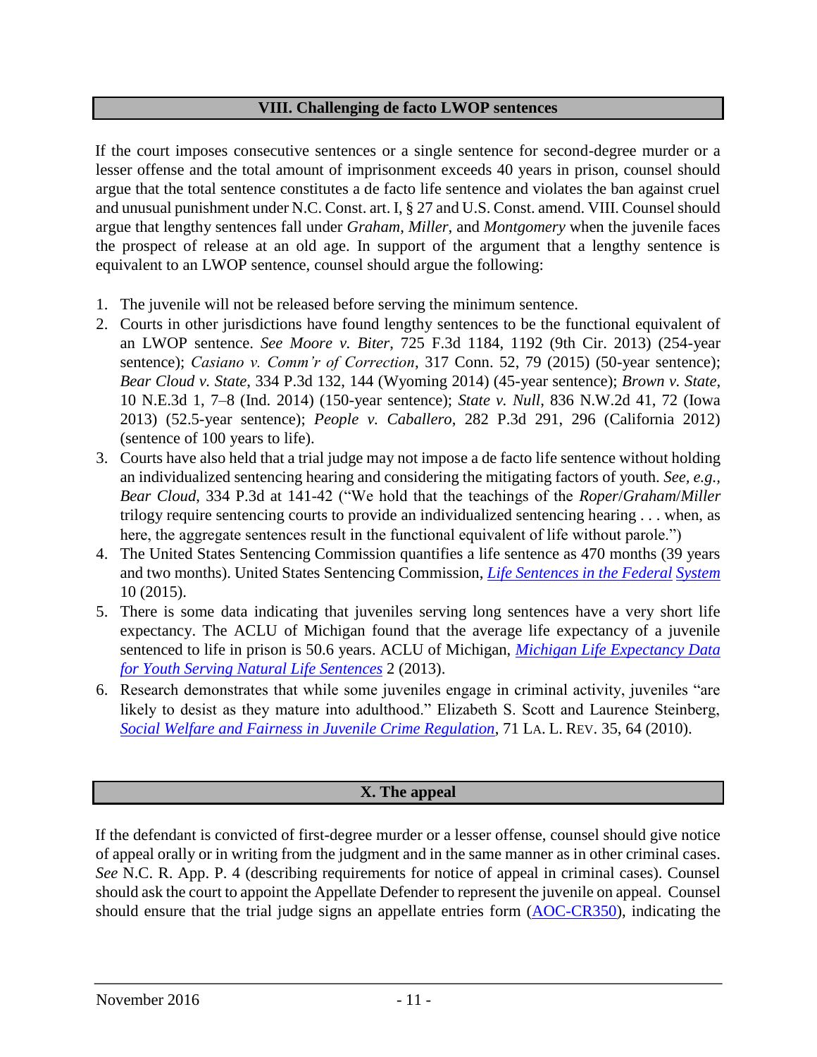## VIII. Challenging de facto LWOP sentences

If the court imposes consecutive sentences or a single sentence for second-degree murder or a lesser offense and the total amount of imprisonment exceeds 40 years in prison, counsel should argue that the total sentence constitutes a de facto life sentence and violates the ban against cruel and unusual punishment under N.C. Const. art. I, § 27 and U.S. Const. amend. VIII. Counsel should argue that lengthy sentences fall under *Graham*, *Miller*, and *Montgomery* when the juvenile faces the prospect of release at an old age. In support of the argument that a lengthy sentence is equivalent to an LWOP sentence, counsel should argue the following:

1. The juvenile will not be released before serving the minimum sentence.
2. Courts in other jurisdictions have found lengthy sentences to be the functional equivalent of an LWOP sentence. *See Moore v. Biter*, 725 F.3d 1184, 1192 (9th Cir. 2013) (254-year sentence); *Casiano v. Comm'r of Correction*, 317 Conn. 52, 79 (2015) (50-year sentence); *Bear Cloud v. State*, 334 P.3d 132, 144 (Wyoming 2014) (45-year sentence); *Brown v. State*, 10 N.E.3d 1, 7–8 (Ind. 2014) (150-year sentence); *State v. Null*, 836 N.W.2d 41, 72 (Iowa 2013) (52.5-year sentence); *People v. Caballero*, 282 P.3d 291, 296 (California 2012) (sentence of 100 years to life).
3. Courts have also held that a trial judge may not impose a de facto life sentence without holding an individualized sentencing hearing and considering the mitigating factors of youth. *See, e.g.*, *Bear Cloud*, 334 P.3d at 141-42 ("We hold that the teachings of the *Roper*/*Graham*/*Miller* trilogy require sentencing courts to provide an individualized sentencing hearing . . . when, as here, the aggregate sentences result in the functional equivalent of life without parole.")
4. The United States Sentencing Commission quantifies a life sentence as 470 months (39 years and two months). United States Sentencing Commission, *Life Sentences in the Federal System* 10 (2015).
5. There is some data indicating that juveniles serving long sentences have a very short life expectancy. The ACLU of Michigan found that the average life expectancy of a juvenile sentenced to life in prison is 50.6 years. ACLU of Michigan, *Michigan Life Expectancy Data for Youth Serving Natural Life Sentences* 2 (2013).
6. Research demonstrates that while some juveniles engage in criminal activity, juveniles "are likely to desist as they mature into adulthood." Elizabeth S. Scott and Laurence Steinberg, *Social Welfare and Fairness in Juvenile Crime Regulation*, 71 LA. L. REV. 35, 64 (2010).

## X. The appeal

If the defendant is convicted of first-degree murder or a lesser offense, counsel should give notice of appeal orally or in writing from the judgment and in the same manner as in other criminal cases. *See* N.C. R. App. P. 4 (describing requirements for notice of appeal in criminal cases). Counsel should ask the court to appoint the Appellate Defender to represent the juvenile on appeal. Counsel should ensure that the trial judge signs an appellate entries form (AOC-CR350), indicating the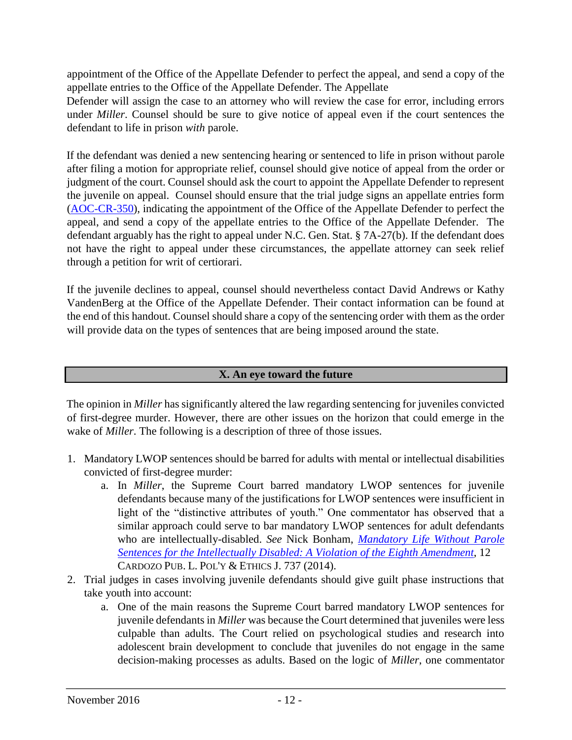appointment of the Office of the Appellate Defender to perfect the appeal, and send a copy of the appellate entries to the Office of the Appellate Defender. The Appellate Defender will assign the case to an attorney who will review the case for error, including errors under *Miller*. Counsel should be sure to give notice of appeal even if the court sentences the defendant to life in prison *with* parole.

If the defendant was denied a new sentencing hearing or sentenced to life in prison without parole after filing a motion for appropriate relief, counsel should give notice of appeal from the order or judgment of the court. Counsel should ask the court to appoint the Appellate Defender to represent the juvenile on appeal. Counsel should ensure that the trial judge signs an appellate entries form ([AOC-CR-350](AOC-CR-350)), indicating the appointment of the Office of the Appellate Defender to perfect the appeal, and send a copy of the appellate entries to the Office of the Appellate Defender. The defendant arguably has the right to appeal under N.C. Gen. Stat. § 7A-27(b). If the defendant does not have the right to appeal under these circumstances, the appellate attorney can seek relief through a petition for writ of certiorari.

If the juvenile declines to appeal, counsel should nevertheless contact David Andrews or Kathy VandenBerg at the Office of the Appellate Defender. Their contact information can be found at the end of this handout. Counsel should share a copy of the sentencing order with them as the order will provide data on the types of sentences that are being imposed around the state.

## X. An eye toward the future

The opinion in *Miller* has significantly altered the law regarding sentencing for juveniles convicted of first-degree murder. However, there are other issues on the horizon that could emerge in the wake of *Miller*. The following is a description of three of those issues.

1. Mandatory LWOP sentences should be barred for adults with mental or intellectual disabilities convicted of first-degree murder:
   a. In *Miller*, the Supreme Court barred mandatory LWOP sentences for juvenile defendants because many of the justifications for LWOP sentences were insufficient in light of the "distinctive attributes of youth." One commentator has observed that a similar approach could serve to bar mandatory LWOP sentences for adult defendants who are intellectually-disabled. *See* Nick Bonham, *Mandatory Life Without Parole Sentences for the Intellectually Disabled: A Violation of the Eighth Amendment*, 12 CARDOZO PUB. L. POL'Y & ETHICS J. 737 (2014).
2. Trial judges in cases involving juvenile defendants should give guilt phase instructions that take youth into account:
   a. One of the main reasons the Supreme Court barred mandatory LWOP sentences for juvenile defendants in *Miller* was because the Court determined that juveniles were less culpable than adults. The Court relied on psychological studies and research into adolescent brain development to conclude that juveniles do not engage in the same decision-making processes as adults. Based on the logic of *Miller*, one commentator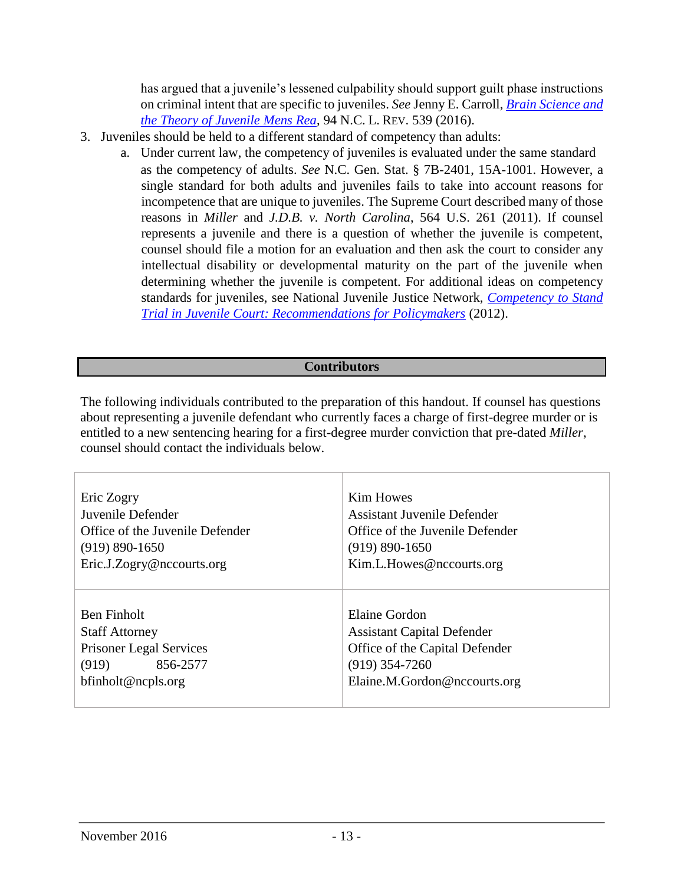has argued that a juvenile's lessened culpability should support guilt phase instructions on criminal intent that are specific to juveniles. *See* Jenny E. Carroll, [Brain Science and the Theory of Juvenile Mens Rea](), 94 N.C. L. REV. 539 (2016).

3. Juveniles should be held to a different standard of competency than adults:
   a. Under current law, the competency of juveniles is evaluated under the same standard as the competency of adults. *See* N.C. Gen. Stat. § 7B-2401, 15A-1001. However, a single standard for both adults and juveniles fails to take into account reasons for incompetence that are unique to juveniles. The Supreme Court described many of those reasons in *Miller* and *J.D.B. v. North Carolina*, 564 U.S. 261 (2011). If counsel represents a juvenile and there is a question of whether the juvenile is competent, counsel should file a motion for an evaluation and then ask the court to consider any intellectual disability or developmental maturity on the part of the juvenile when determining whether the juvenile is competent. For additional ideas on competency standards for juveniles, see National Juvenile Justice Network, [Competency to Stand Trial in Juvenile Court: Recommendations for Policymakers]() (2012).

## Contributors

The following individuals contributed to the preparation of this handout. If counsel has questions about representing a juvenile defendant who currently faces a charge of first-degree murder or is entitled to a new sentencing hearing for a first-degree murder conviction that pre-dated *Miller*, counsel should contact the individuals below.

| | |
|---|---|
| Eric Zogry<br>Juvenile Defender<br>Office of the Juvenile Defender<br>(919) 890-1650<br>Eric.J.Zogry@nccourts.org | Kim Howes<br>Assistant Juvenile Defender<br>Office of the Juvenile Defender<br>(919) 890-1650<br>Kim.L.Howes@nccourts.org |
| Ben Finholt<br>Staff Attorney<br>Prisoner Legal Services<br>(919) 856-2577<br>bfinholt@ncpls.org | Elaine Gordon<br>Assistant Capital Defender<br>Office of the Capital Defender<br>(919) 354-7260<br>Elaine.M.Gordon@nccourts.org |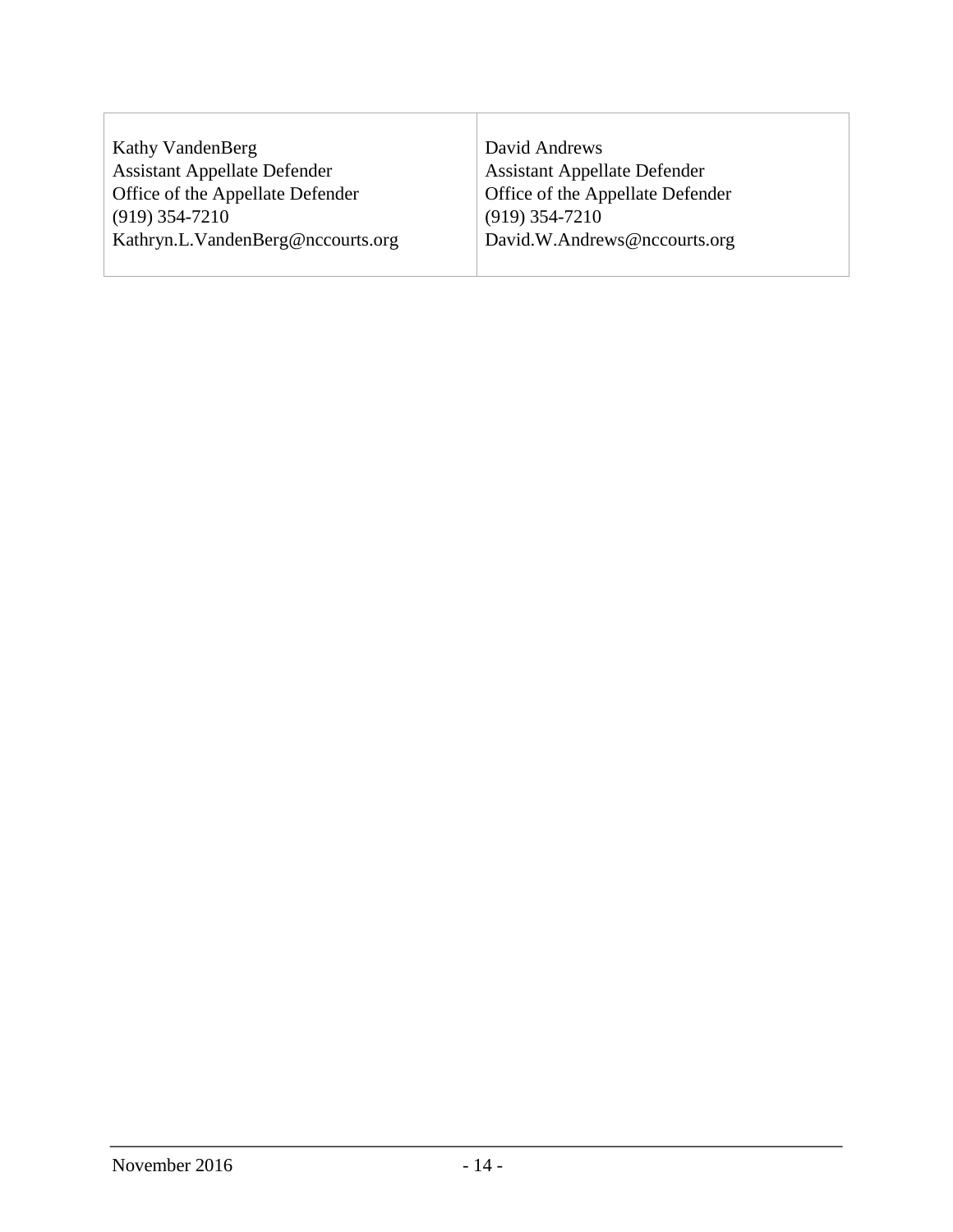| | |
|---|---|
| Kathy VandenBerg<br>Assistant Appellate Defender<br>Office of the Appellate Defender<br>(919) 354-7210<br>Kathryn.L.VandenBerg@nccourts.org | David Andrews<br>Assistant Appellate Defender<br>Office of the Appellate Defender<br>(919) 354-7210<br>David.W.Andrews@nccourts.org |